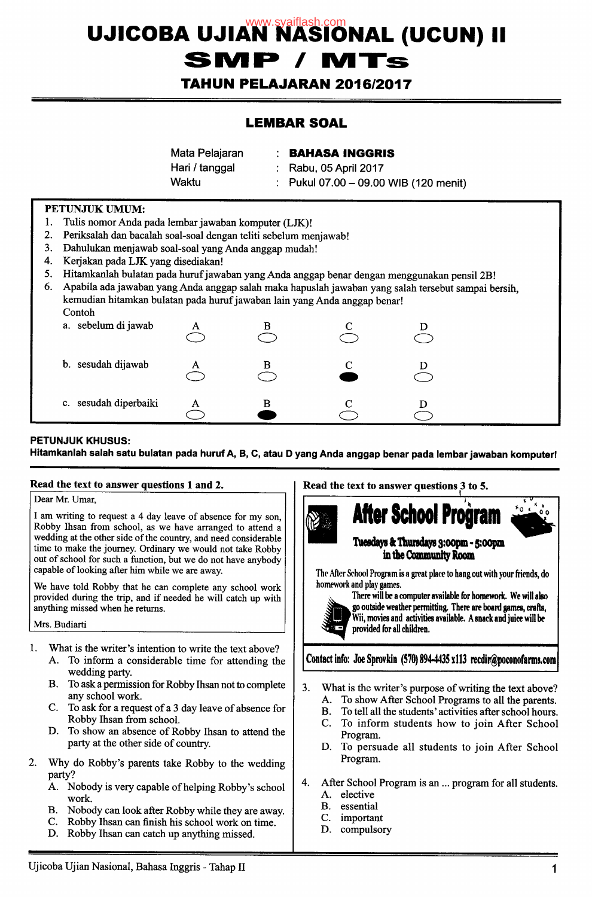# UJICOBA UJIAN NASIONAL (UCUN) II

# SMP / MTs

## TAHUN PELAJARAN 2016/2017

### LEMBAR SOAL

| | | |
|---|---|---|
| Mata Pelajaran | : | **BAHASA INGGRIS** |
| Hari / tanggal | : | Rabu, 05 April 2017 |
| Waktu | : | Pukul 07.00 – 09.00 WIB (120 menit) |

**PETUNJUK UMUM:**

1. Tulis nomor Anda pada lembar jawaban komputer (LJK)!
2. Periksalah dan bacalah soal-soal dengan teliti sebelum menjawab!
3. Dahulukan menjawab soal-soal yang Anda anggap mudah!
4. Kerjakan pada LJK yang disediakan!
5. Hitamkanlah bulatan pada huruf jawaban yang Anda anggap benar dengan menggunakan pensil 2B!
6. Apabila ada jawaban yang Anda anggap salah maka hapuslah jawaban yang salah tersebut sampai bersih, kemudian hitamkan bulatan pada huruf jawaban lain yang Anda anggap benar!

   Contoh

   a. sebelum di jawab — A ○ B ○ C ○ D ○

   b. sesudah dijawab — A ○ B ○ C ● D ○

   c. sesudah diperbaiki — A ○ B ● C ○ D ○

**PETUNJUK KHUSUS:**

**Hitamkanlah salah satu bulatan pada huruf A, B, C, atau D yang Anda anggap benar pada lembar jawaban komputer!**

---

**Read the text to answer questions 1 and 2.**

> Dear Mr. Umar,
>
> I am writing to request a 4 day leave of absence for my son, Robby Ihsan from school, as we have arranged to attend a wedding at the other side of the country, and need considerable time to make the journey. Ordinary we would not take Robby out of school for such a function, but we do not have anybody capable of looking after him while we are away.
>
> We have told Robby that he can complete any school work provided during the trip, and if needed he will catch up with anything missed when he returns.
>
> Mrs. Budiarti

1. What is the writer's intention to write the text above?
   A. To inform a considerable time for attending the wedding party.
   B. To ask a permission for Robby Ihsan not to complete any school work.
   C. To ask for a request of a 3 day leave of absence for Robby Ihsan from school.
   D. To show an absence of Robby Ihsan to attend the party at the other side of country.

2. Why do Robby's parents take Robby to the wedding party?
   A. Nobody is very capable of helping Robby's school work.
   B. Nobody can look after Robby while they are away.
   C. Robby Ihsan can finish his school work on time.
   D. Robby Ihsan can catch up anything missed.

**Read the text to answer questions 3 to 5.**

> **After School Program**
>
> **Tuesdays & Thursdays 3:00pm - 5:00pm**
> **in the Community Room**
>
> The After School Program is a great place to hang out with your friends, do homework and play games.
>
> There will be a computer available for homework. We will also go outside weather permitting. There are board games, crafts, Wii, movies and activities available. A snack and juice will be provided for all children.
>
> **Contact info: Joe Sprovkin (570) 894-4435 x113 recdir@poconofarms.com**

3. What is the writer's purpose of writing the text above?
   A. To show After School Programs to all the parents.
   B. To tell all the students' activities after school hours.
   C. To inform students how to join After School Program.
   D. To persuade all students to join After School Program.

4. After School Program is an ... program for all students.
   A. elective
   B. essential
   C. important
   D. compulsory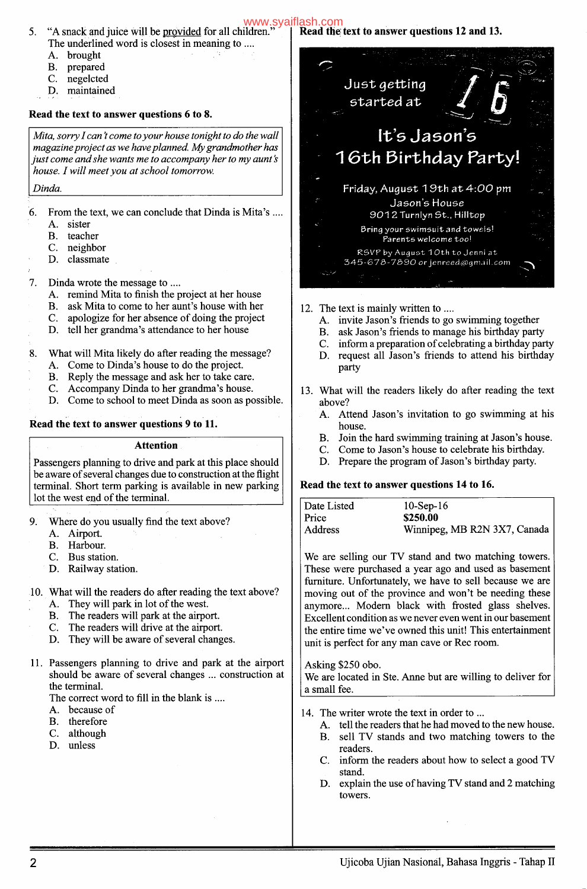5. "A snack and juice will be provided for all children."
   The underlined word is closest in meaning to ....
   A. brought
   B. prepared
   C. negelcted
   D. maintained

**Read the text to answer questions 6 to 8.**

> *Mita, sorry I can't come to your house tonight to do the wall magazine project as we have planned. My grandmother has just come and she wants me to accompany her to my aunt's house. I will meet you at school tomorrow.*
>
> *Dinda.*

6. From the text, we can conclude that Dinda is Mita's ....
   A. sister
   B. teacher
   C. neighbor
   D. classmate

7. Dinda wrote the message to ....
   A. remind Mita to finish the project at her house
   B. ask Mita to come to her aunt's house with her
   C. apologize for her absence of doing the project
   D. tell her grandma's attendance to her house

8. What will Mita likely do after reading the message?
   A. Come to Dinda's house to do the project.
   B. Reply the message and ask her to take care.
   C. Accompany Dinda to her grandma's house.
   D. Come to school to meet Dinda as soon as possible.

**Read the text to answer questions 9 to 11.**

> **Attention**
>
> Passengers planning to drive and park at this place should be aware of several changes due to construction at the flight terminal. Short term parking is available in new parking lot the west end of the terminal.

9. Where do you usually find the text above?
   A. Airport.
   B. Harbour.
   C. Bus station.
   D. Railway station.

10. What will the readers do after reading the text above?
    A. They will park in lot of the west.
    B. The readers will park at the airport.
    C. The readers will drive at the airport.
    D. They will be aware of several changes.

11. Passengers planning to drive and park at the airport should be aware of several changes ... construction at the terminal.
    The correct word to fill in the blank is ....
    A. because of
    B. therefore
    C. although
    D. unless

**Read the text to answer questions 12 and 13.**

> Just getting started at 16
>
> **It's Jason's 16th Birthday Party!**
>
> Friday, August 19th at 4:00 pm
> Jason's House
> 9012 Turnlyn St., Hilltop
>
> Bring your swimsuit and towels!
> Parents welcome too!
>
> RSVP by August 10th to Jenni at
> 345-678-7890 or jenreed@gmail.com

12. The text is mainly written to ....
    A. invite Jason's friends to go swimming together
    B. ask Jason's friends to manage his birthday party
    C. inform a preparation of celebrating a birthday party
    D. request all Jason's friends to attend his birthday party

13. What will the readers likely do after reading the text above?
    A. Attend Jason's invitation to go swimming at his house.
    B. Join the hard swimming training at Jason's house.
    C. Come to Jason's house to celebrate his birthday.
    D. Prepare the program of Jason's birthday party.

**Read the text to answer questions 14 to 16.**

| | |
|---|---|
| Date Listed | 10-Sep-16 |
| Price | **$250.00** |
| Address | Winnipeg, MB R2N 3X7, Canada |

> We are selling our TV stand and two matching towers. These were purchased a year ago and used as basement furniture. Unfortunately, we have to sell because we are moving out of the province and won't be needing these anymore... Modern black with frosted glass shelves. Excellent condition as we never even went in our basement the entire time we've owned this unit! This entertainment unit is perfect for any man cave or Rec room.
>
> Asking $250 obo.
> We are located in Ste. Anne but are willing to deliver for a small fee.

14. The writer wrote the text in order to ...
    A. tell the readers that he had moved to the new house.
    B. sell TV stands and two matching towers to the readers.
    C. inform the readers about how to select a good TV stand.
    D. explain the use of having TV stand and 2 matching towers.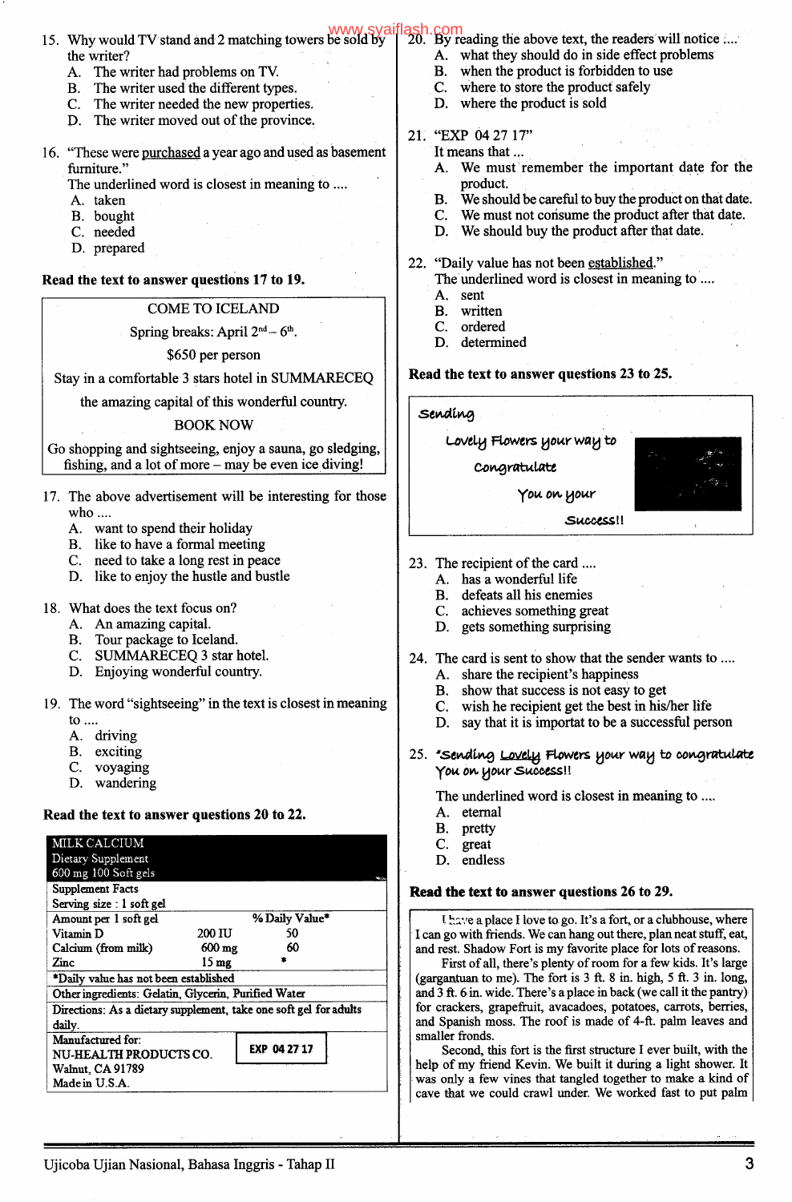15. Why would TV stand and 2 matching towers be sold by the writer?
    A. The writer had problems on TV.
    B. The writer used the different types.
    C. The writer needed the new properties.
    D. The writer moved out of the province.

16. "These were <u>purchased</u> a year ago and used as basement furniture."
    The underlined word is closest in meaning to ....
    A. taken
    B. bought
    C. needed
    D. prepared

**Read the text to answer questions 17 to 19.**

| COME TO ICELAND |
|---|
| Spring breaks: April 2nd – 6th. |
| $650 per person |
| Stay in a comfortable 3 stars hotel in SUMMARECEQ |
| the amazing capital of this wonderful country. |
| BOOK NOW |
| Go shopping and sightseeing, enjoy a sauna, go sledging, fishing, and a lot of more – may be even ice diving! |

17. The above advertisement will be interesting for those who ....
    A. want to spend their holiday
    B. like to have a formal meeting
    C. need to take a long rest in peace
    D. like to enjoy the hustle and bustle

18. What does the text focus on?
    A. An amazing capital.
    B. Tour package to Iceland.
    C. SUMMARECEQ 3 star hotel.
    D. Enjoying wonderful country.

19. The word "sightseeing" in the text is closest in meaning to ....
    A. driving
    B. exciting
    C. voyaging
    D. wandering

**Read the text to answer questions 20 to 22.**

| MILK CALCIUM | | |
|---|---|---|
| Dietary Supplement | | |
| 600 mg 100 Soft gels | | |
| Supplement Facts | | |
| Serving size : 1 soft gel | | |
| Amount per 1 soft gel | | % Daily Value* |
| Vitamin D | 200 IU | 50 |
| Calcium (from milk) | 600 mg | 60 |
| Zinc | 15 mg | * |
| *Daily value has not been established | | |
| Other ingredients: Gelatin, Glycerin, Purified Water | | |
| Directions: As a dietary supplement, take one soft gel for adults daily. | | |
| Manufactured for: NU-HEALTH PRODUCTS CO. Walnut, CA 91789 Made in U.S.A. | EXP 04 27 17 | |

20. By reading the above text, the readers will notice ....
    A. what they should do in side effect problems
    B. when the product is forbidden to use
    C. where to store the product safely
    D. where the product is sold

21. "EXP 04 27 17"
    It means that ...
    A. We must remember the important date for the product.
    B. We should be careful to buy the product on that date.
    C. We must not consume the product after that date.
    D. We should buy the product after that date.

22. "Daily value has not been <u>established</u>."
    The underlined word is closest in meaning to ....
    A. sent
    B. written
    C. ordered
    D. determined

**Read the text to answer questions 23 to 25.**

> Sending
> Lovely Flowers your way to
> Congratulate
> You on your
> Success!!

23. The recipient of the card ....
    A. has a wonderful life
    B. defeats all his enemies
    C. achieves something great
    D. gets something surprising

24. The card is sent to show that the sender wants to ....
    A. share the recipient's happiness
    B. show that success is not easy to get
    C. wish he recipient get the best in his/her life
    D. say that it is importat to be a successful person

25. "Sending <u>Lovely</u> Flowers your way to congratulate You on your Success!!
    The underlined word is closest in meaning to ....
    A. eternal
    B. pretty
    C. great
    D. endless

**Read the text to answer questions 26 to 29.**

I have a place I love to go. It's a fort, or a clubhouse, where I can go with friends. We can hang out there, plan neat stuff, eat, and rest. Shadow Fort is my favorite place for lots of reasons.

First of all, there's plenty of room for a few kids. It's large (gargantuan to me). The fort is 3 ft. 8 in. high, 5 ft. 3 in. long, and 3 ft. 6 in. wide. There's a place in back (we call it the pantry) for crackers, grapefruit, avacadoes, potatoes, carrots, berries, and Spanish moss. The roof is made of 4-ft. palm leaves and smaller fronds.

Second, this fort is the first structure I ever built, with the help of my friend Kevin. We built it during a light shower. It was only a few vines that tangled together to make a kind of cave that we could crawl under. We worked fast to put palm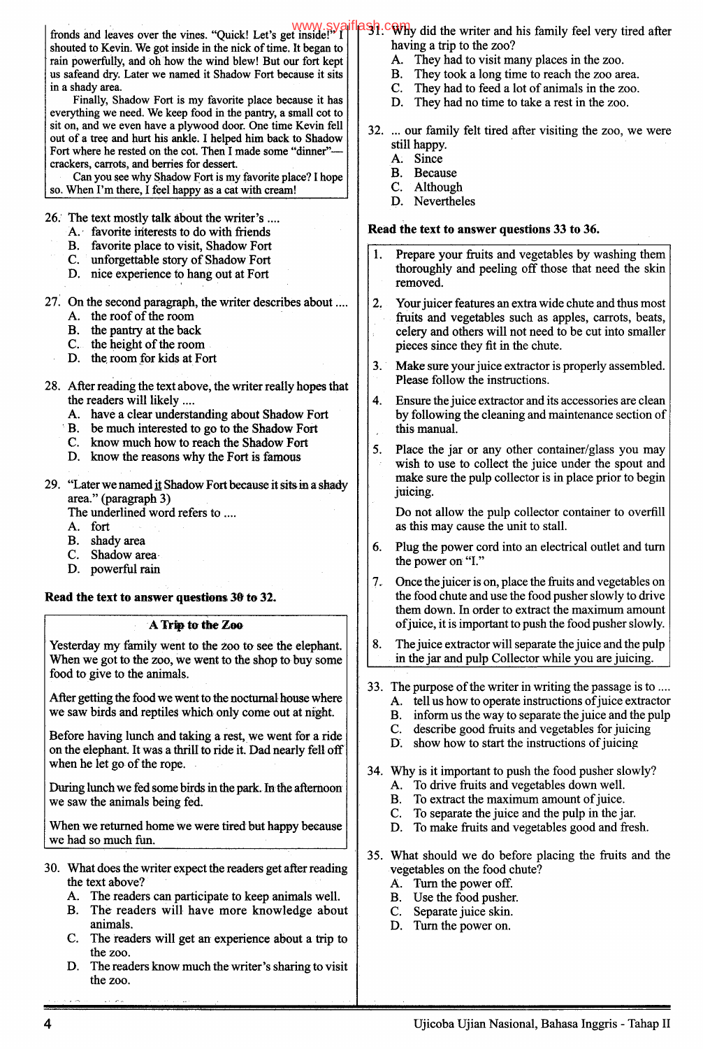fronds and leaves over the vines. "Quick! Let's get inside!" I shouted to Kevin. We got inside in the nick of time. It began to rain powerfully, and oh how the wind blew! But our fort kept us safeand dry. Later we named it Shadow Fort because it sits in a shady area.

Finally, Shadow Fort is my favorite place because it has everything we need. We keep food in the pantry, a small cot to sit on, and we even have a plywood door. One time Kevin fell out of a tree and hurt his ankle. I helped him back to Shadow Fort where he rested on the cot. Then I made some "dinner"—crackers, carrots, and berries for dessert.

Can you see why Shadow Fort is my favorite place? I hope so. When I'm there, I feel happy as a cat with cream!

26. The text mostly talk about the writer's ....
    A. favorite interests to do with friends
    B. favorite place to visit, Shadow Fort
    C. unforgettable story of Shadow Fort
    D. nice experience to hang out at Fort

27. On the second paragraph, the writer describes about ....
    A. the roof of the room
    B. the pantry at the back
    C. the height of the room
    D. the room for kids at Fort

28. After reading the text above, the writer really hopes that the readers will likely ....
    A. have a clear understanding about Shadow Fort
    B. be much interested to go to the Shadow Fort
    C. know how much to reach the Shadow Fort
    D. know the reasons why the Fort is famous

29. "Later we named it Shadow Fort because it sits in a shady area." (paragraph 3)
    The underlined word refers to ....
    A. fort
    B. shady area
    C. Shadow area
    D. powerful rain

**Read the text to answer questions 30 to 32.**

**A Trip to the Zoo**

Yesterday my family went to the zoo to see the elephant. When we got to the zoo, we went to the shop to buy some food to give to the animals.

After getting the food we went to the nocturnal house where we saw birds and reptiles which only come out at night.

Before having lunch and taking a rest, we went for a ride on the elephant. It was a thrill to ride it. Dad nearly fell off when he let go of the rope.

During lunch we fed some birds in the park. In the afternoon we saw the animals being fed.

When we returned home we were tired but happy because we had so much fun.

30. What does the writer expect the readers get after reading the text above?
    A. The readers can participate to keep animals well.
    B. The readers will have more knowledge about animals.
    C. The readers will get an experience about a trip to the zoo.
    D. The readers know much the writer's sharing to visit the zoo.

31. Why did the writer and his family feel very tired after having a trip to the zoo?
    A. They had to visit many places in the zoo.
    B. They took a long time to reach the zoo area.
    C. They had to feed a lot of animals in the zoo.
    D. They had no time to take a rest in the zoo.

32. ... our family felt tired after visiting the zoo, we were still happy.
    A. Since
    B. Because
    C. Although
    D. Nevertheles

**Read the text to answer questions 33 to 36.**

1. Prepare your fruits and vegetables by washing them thoroughly and peeling off those that need the skin removed.
2. Your juicer features an extra wide chute and thus most fruits and vegetables such as apples, carrots, beats, celery and others will not need to be cut into smaller pieces since they fit in the chute.
3. Make sure your juice extractor is properly assembled. Please follow the instructions.
4. Ensure the juice extractor and its accessories are clean by following the cleaning and maintenance section of this manual.
5. Place the jar or any other container/glass you may wish to use to collect the juice under the spout and make sure the pulp collector is in place prior to begin juicing.

   Do not allow the pulp collector container to overfill as this may cause the unit to stall.
6. Plug the power cord into an electrical outlet and turn the power on "I."
7. Once the juicer is on, place the fruits and vegetables on the food chute and use the food pusher slowly to drive them down. In order to extract the maximum amount of juice, it is important to push the food pusher slowly.
8. The juice extractor will separate the juice and the pulp in the jar and pulp Collector while you are juicing.

33. The purpose of the writer in writing the passage is to ....
    A. tell us how to operate instructions of juice extractor
    B. inform us the way to separate the juice and the pulp
    C. describe good fruits and vegetables for juicing
    D. show how to start the instructions of juicing

34. Why is it important to push the food pusher slowly?
    A. To drive fruits and vegetables down well.
    B. To extract the maximum amount of juice.
    C. To separate the juice and the pulp in the jar.
    D. To make fruits and vegetables good and fresh.

35. What should we do before placing the fruits and the vegetables on the food chute?
    A. Turn the power off.
    B. Use the food pusher.
    C. Separate juice skin.
    D. Turn the power on.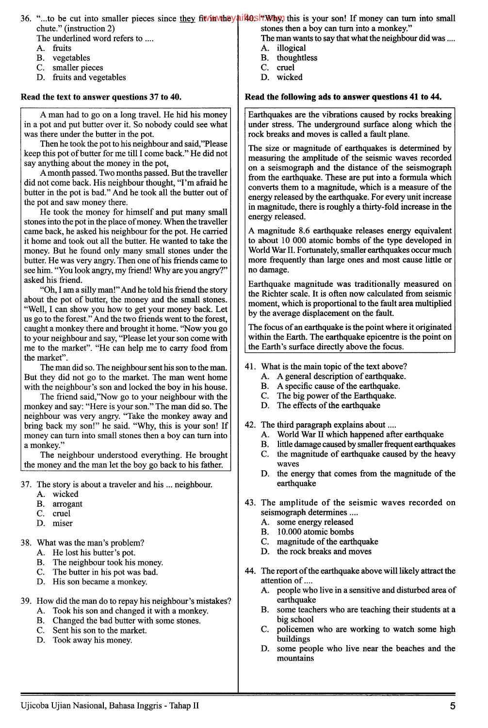36. "...to be cut into smaller pieces since they fit in the chute." (instruction 2)
The underlined word refers to ....
   A. fruits
   B. vegetables
   C. smaller pieces
   D. fruits and vegetables

**Read the text to answer questions 37 to 40.**

> A man had to go on a long travel. He hid his money in a pot and put butter over it. So nobody could see what was there under the butter in the pot.
>
> Then he took the pot to his neighbour and said,"Please keep this pot of butter for me till I come back." He did not say anything about the money in the pot,
>
> A month passed. Two months passed. But the traveller did not come back. His neighbour thought, "I'm afraid he butter in the pot is bad." And he took all the butter out of the pot and saw money there.
>
> He took the money for himself and put many small stones into the pot in the place of money. When the traveller came back, he asked his neighbour for the pot. He carried it home and took out all the butter. He wanted to take the money. But he found only many small stones under the butter. He was very angry. Then one of his friends came to see him. "You look angry, my friend! Why are you angry?" asked his friend.
>
> "Oh, I am a silly man!" And he told his friend the story about the pot of butter, the money and the small stones. "Well, I can show you how to get your money back. Let us go to the forest." And the two friends went to the forest, caught a monkey there and brought it home. "Now you go to your neighbour and say, "Please let your son come with me to the market". "He can help me to carry food from the market".
>
> The man did so. The neighbour sent his son to the man. But they did not go to the market. The man went home with the neighbour's son and locked the boy in his house.
>
> The friend said,"Now go to your neighbour with the monkey and say: "Here is your son." The man did so. The neighbour was very angry. "Take the monkey away and bring back my son!" he said. "Why, this is your son! If money can turn into small stones then a boy can turn into a monkey."
>
> The neighbour understood everything. He brought the money and the man let the boy go back to his father.

37. The story is about a traveler and his ... neighbour.
   A. wicked
   B. arrogant
   C. cruel
   D. miser

38. What was the man's problem?
   A. He lost his butter's pot.
   B. The neighbour took his money.
   C. The butter in his pot was bad.
   D. His son became a monkey.

39. How did the man do to repay his neighbour's mistakes?
   A. Took his son and changed it with a monkey.
   B. Changed the bad butter with some stones.
   C. Sent his son to the market.
   D. Took away his money.

40. "Why, this is your son! If money can turn into small stones then a boy can turn into a monkey."
The man wants to say that what the neighbour did was ....
   A. illogical
   B. thoughtless
   C. cruel
   D. wicked

**Read the following ads to answer questions 41 to 44.**

> Earthquakes are the vibrations caused by rocks breaking under stress. The underground surface along which the rock breaks and moves is called a fault plane.
>
> The size or magnitude of earthquakes is determined by measuring the amplitude of the seismic waves recorded on a seismograph and the distance of the seismograph from the earthquake. These are put into a formula which converts them to a magnitude, which is a measure of the energy released by the earthquake. For every unit increase in magnitude, there is roughly a thirty-fold increase in the energy released.
>
> A magnitude 8.6 earthquake releases energy equivalent to about 10 000 atomic bombs of the type developed in World War II. Fortunately, smaller earthquakes occur much more frequently than large ones and most cause little or no damage.
>
> Earthquake magnitude was traditionally measured on the Richter scale. It is often now calculated from seismic moment, which is proportional to the fault area multiplied by the average displacement on the fault.
>
> The focus of an earthquake is the point where it originated within the Earth. The earthquake epicentre is the point on the Earth's surface directly above the focus.

41. What is the main topic of the text above?
   A. A general description of earthquake.
   B. A specific cause of the earthquake.
   C. The big power of the Earthquake.
   D. The effects of the earthquake

42. The third paragraph explains about ....
   A. World War II which happened after earthquake
   B. little damage caused by smaller frequent earthquakes
   C. the magnitude of earthquake caused by the heavy waves
   D. the energy that comes from the magnitude of the earthquake

43. The amplitude of the seismic waves recorded on seismograph determines ....
   A. some energy released
   B. 10.000 atomic bombs
   C. magnitude of the earthquake
   D. the rock breaks and moves

44. The report of the earthquake above will likely attract the attention of ....
   A. people who live in a sensitive and disturbed area of earthquake
   B. some teachers who are teaching their students at a big school
   C. policemen who are working to watch some high buildings
   D. some people who live near the beaches and the mountains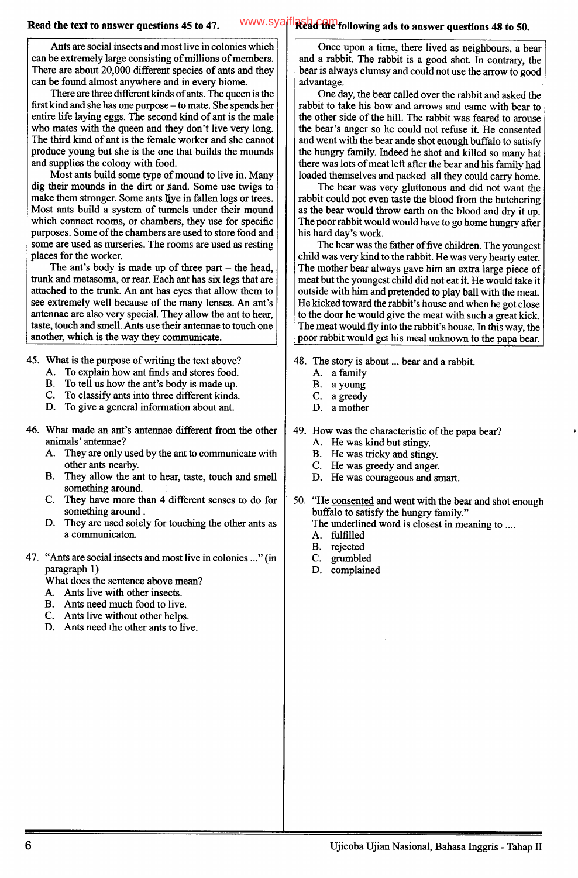**Read the text to answer questions 45 to 47.**

Ants are social insects and most live in colonies which can be extremely large consisting of millions of members. There are about 20,000 different species of ants and they can be found almost anywhere and in every biome.

There are three different kinds of ants. The queen is the first kind and she has one purpose – to mate. She spends her entire life laying eggs. The second kind of ant is the male who mates with the queen and they don't live very long. The third kind of ant is the female worker and she cannot produce young but she is the one that builds the mounds and supplies the colony with food.

Most ants build some type of mound to live in. Many dig their mounds in the dirt or sand. Some use twigs to make them stronger. Some ants live in fallen logs or trees. Most ants build a system of tunnels under their mound which connect rooms, or chambers, they use for specific purposes. Some of the chambers are used to store food and some are used as nurseries. The rooms are used as resting places for the worker.

The ant's body is made up of three part – the head, trunk and metasoma, or rear. Each ant has six legs that are attached to the trunk. An ant has eyes that allow them to see extremely well because of the many lenses. An ant's antennae are also very special. They allow the ant to hear, taste, touch and smell. Ants use their antennae to touch one another, which is the way they communicate.

45. What is the purpose of writing the text above?
    A. To explain how ant finds and stores food.
    B. To tell us how the ant's body is made up.
    C. To classify ants into three different kinds.
    D. To give a general information about ant.

46. What made an ant's antennae different from the other animals' antennae?
    A. They are only used by the ant to communicate with other ants nearby.
    B. They allow the ant to hear, taste, touch and smell something around.
    C. They have more than 4 different senses to do for something around .
    D. They are used solely for touching the other ants as a communicaton.

47. "Ants are social insects and most live in colonies ..." (in paragraph 1)
    What does the sentence above mean?
    A. Ants live with other insects.
    B. Ants need much food to live.
    C. Ants live without other helps.
    D. Ants need the other ants to live.

**Read the following ads to answer questions 48 to 50.**

Once upon a time, there lived as neighbours, a bear and a rabbit. The rabbit is a good shot. In contrary, the bear is always clumsy and could not use the arrow to good advantage.

One day, the bear called over the rabbit and asked the rabbit to take his bow and arrows and came with bear to the other side of the hill. The rabbit was feared to arouse the bear's anger so he could not refuse it. He consented and went with the bear ande shot enough buffalo to satisfy the hungry family. Indeed he shot and killed so many hat there was lots of meat left after the bear and his family had loaded themselves and packed all they could carry home.

The bear was very gluttonous and did not want the rabbit could not even taste the blood from the butchering as the bear would throw earth on the blood and dry it up. The poor rabbit would would have to go home hungry after his hard day's work.

The bear was the father of five children. The youngest child was very kind to the rabbit. He was very hearty eater. The mother bear always gave him an extra large piece of meat but the youngest child did not eat it. He would take it outside with him and pretended to play ball with the meat. He kicked toward the rabbit's house and when he got close to the door he would give the meat with such a great kick. The meat would fly into the rabbit's house. In this way, the poor rabbit would get his meal unknown to the papa bear.

48. The story is about ... bear and a rabbit.
    A. a family
    B. a young
    C. a greedy
    D. a mother

49. How was the characteristic of the papa bear?
    A. He was kind but stingy.
    B. He was tricky and stingy.
    C. He was greedy and anger.
    D. He was courageous and smart.

50. "He consented and went with the bear and shot enough buffalo to satisfy the hungry family."
    The underlined word is closest in meaning to ....
    A. fulfilled
    B. rejected
    C. grumbled
    D. complained